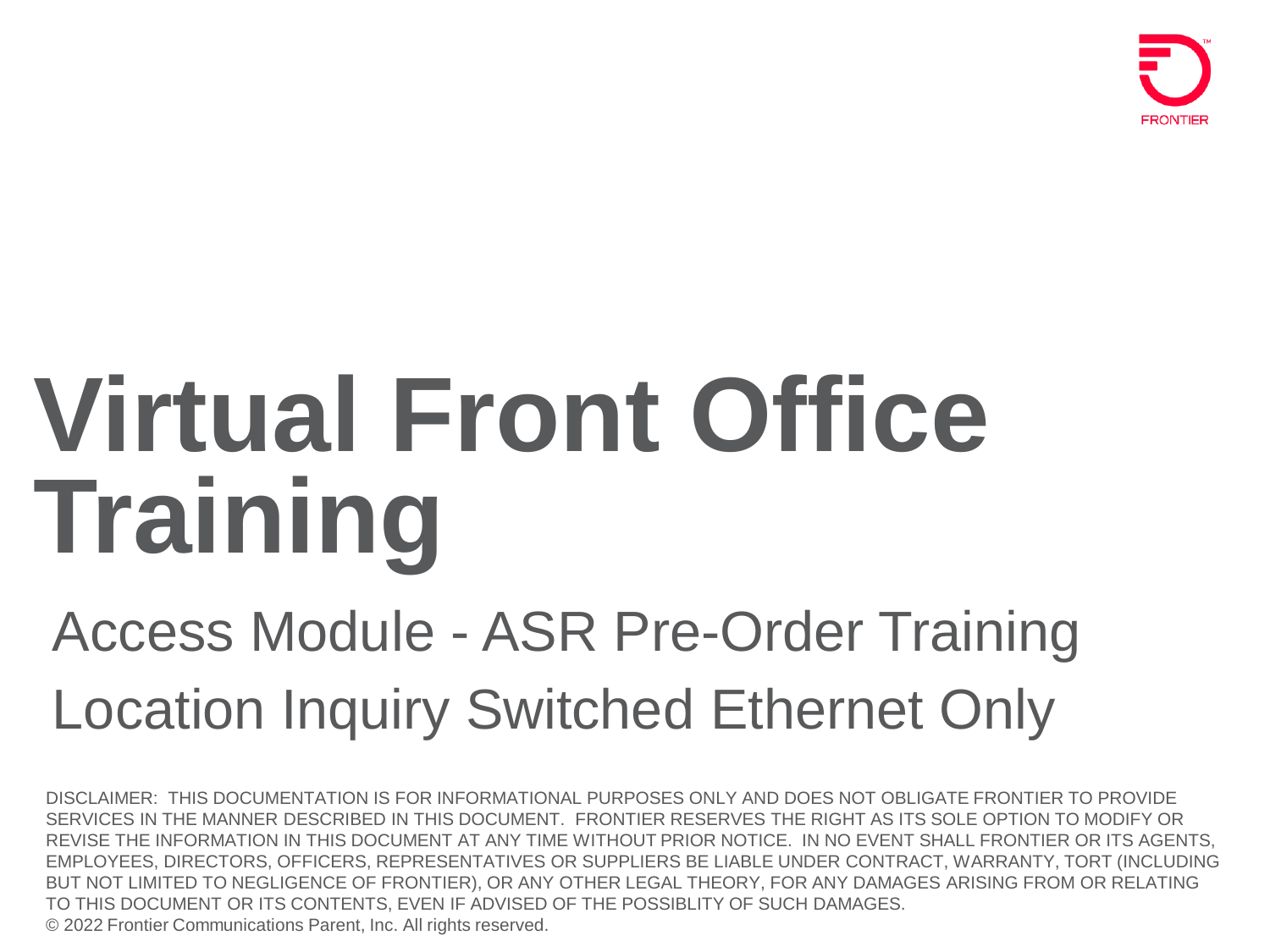FRONTIER

# Virtual Front Office Training

## Access Module - ASR Pre-Order Training

## Location Inquiry Switched Ethernet Only

DISCLAIMER: THIS DOCUMENTATION IS FOR INFORMATIONAL PURPOSES ONLY AND DOES NOT OBLIGATE FRONTIER TO PROVIDE SERVICES IN THE MANNER DESCRIBED IN THIS DOCUMENT. FRONTIER RESERVES THE RIGHT AS ITS SOLE OPTION TO MODIFY OR REVISE THE INFORMATION IN THIS DOCUMENT AT ANY TIME WITHOUT PRIOR NOTICE. IN NO EVENT SHALL FRONTIER OR ITS AGENTS, EMPLOYEES, DIRECTORS, OFFICERS, REPRESENTATIVES OR SUPPLIERS BE LIABLE UNDER CONTRACT, WARRANTY, TORT (INCLUDING BUT NOT LIMITED TO NEGLIGENCE OF FRONTIER), OR ANY OTHER LEGAL THEORY, FOR ANY DAMAGES ARISING FROM OR RELATING TO THIS DOCUMENT OR ITS CONTENTS, EVEN IF ADVISED OF THE POSSIBLITY OF SUCH DAMAGES.

© 2022 Frontier Communications Parent, Inc. All rights reserved.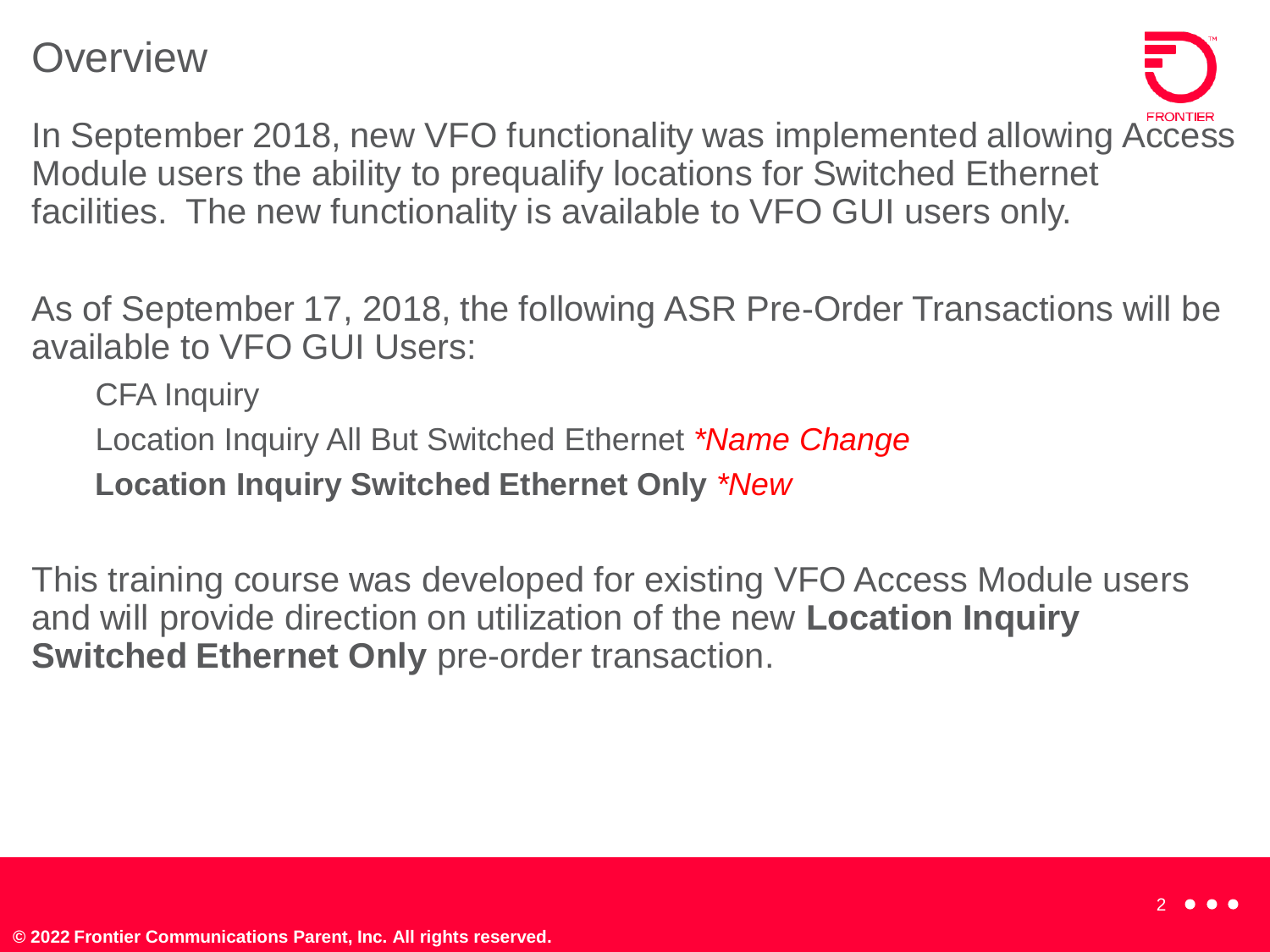# Overview

In September 2018, new VFO functionality was implemented allowing Access Module users the ability to prequalify locations for Switched Ethernet facilities. The new functionality is available to VFO GUI users only.

As of September 17, 2018, the following ASR Pre-Order Transactions will be available to VFO GUI Users:

- CFA Inquiry
- Location Inquiry All But Switched Ethernet *\*Name Change*
- **Location Inquiry Switched Ethernet Only** *\*New*

This training course was developed for existing VFO Access Module users and will provide direction on utilization of the new **Location Inquiry Switched Ethernet Only** pre-order transaction.

**© 2022 Frontier Communications Parent, Inc. All rights reserved.**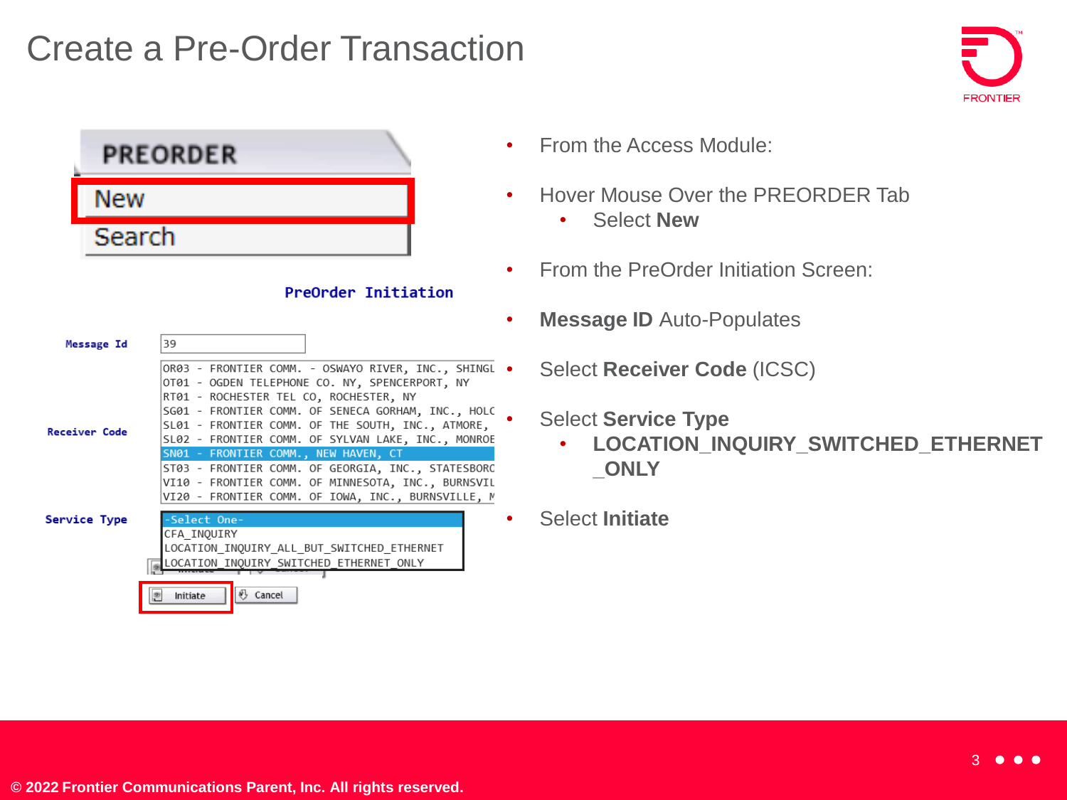# Create a Pre-Order Transaction

PREORDER

New

Search

PreOrder Initiation

Message Id: 39

Receiver Code:

```
OR03 - FRONTIER COMM. - OSWAYO RIVER, INC., SHINGL
OT01 - OGDEN TELEPHONE CO. NY, SPENCERPORT, NY
RT01 - ROCHESTER TEL CO, ROCHESTER, NY
SG01 - FRONTIER COMM. OF SENECA GORHAM, INC., HOLC
SL01 - FRONTIER COMM. OF THE SOUTH, INC., ATMORE,
SL02 - FRONTIER COMM. OF SYLVAN LAKE, INC., MONROE
SN01 - FRONTIER COMM., NEW HAVEN, CT
ST03 - FRONTIER COMM. OF GEORGIA, INC., STATESBORC
VI10 - FRONTIER COMM. OF MINNESOTA, INC., BURNSVIL
VI20 - FRONTIER COMM. OF IOWA, INC., BURNSVILLE, M
```

Service Type:

```
-Select One-
CFA_INQUIRY
LOCATION_INQUIRY_ALL_BUT_SWITCHED_ETHERNET
LOCATION_INQUIRY_SWITCHED_ETHERNET_ONLY
```

Initiate | Cancel

- From the Access Module:
- Hover Mouse Over the PREORDER Tab
  - Select **New**
- From the PreOrder Initiation Screen:
- **Message ID** Auto-Populates
- Select **Receiver Code** (ICSC)
- Select **Service Type**
  - **LOCATION_INQUIRY_SWITCHED_ETHERNET_ONLY**
- Select **Initiate**

© 2022 Frontier Communications Parent, Inc. All rights reserved.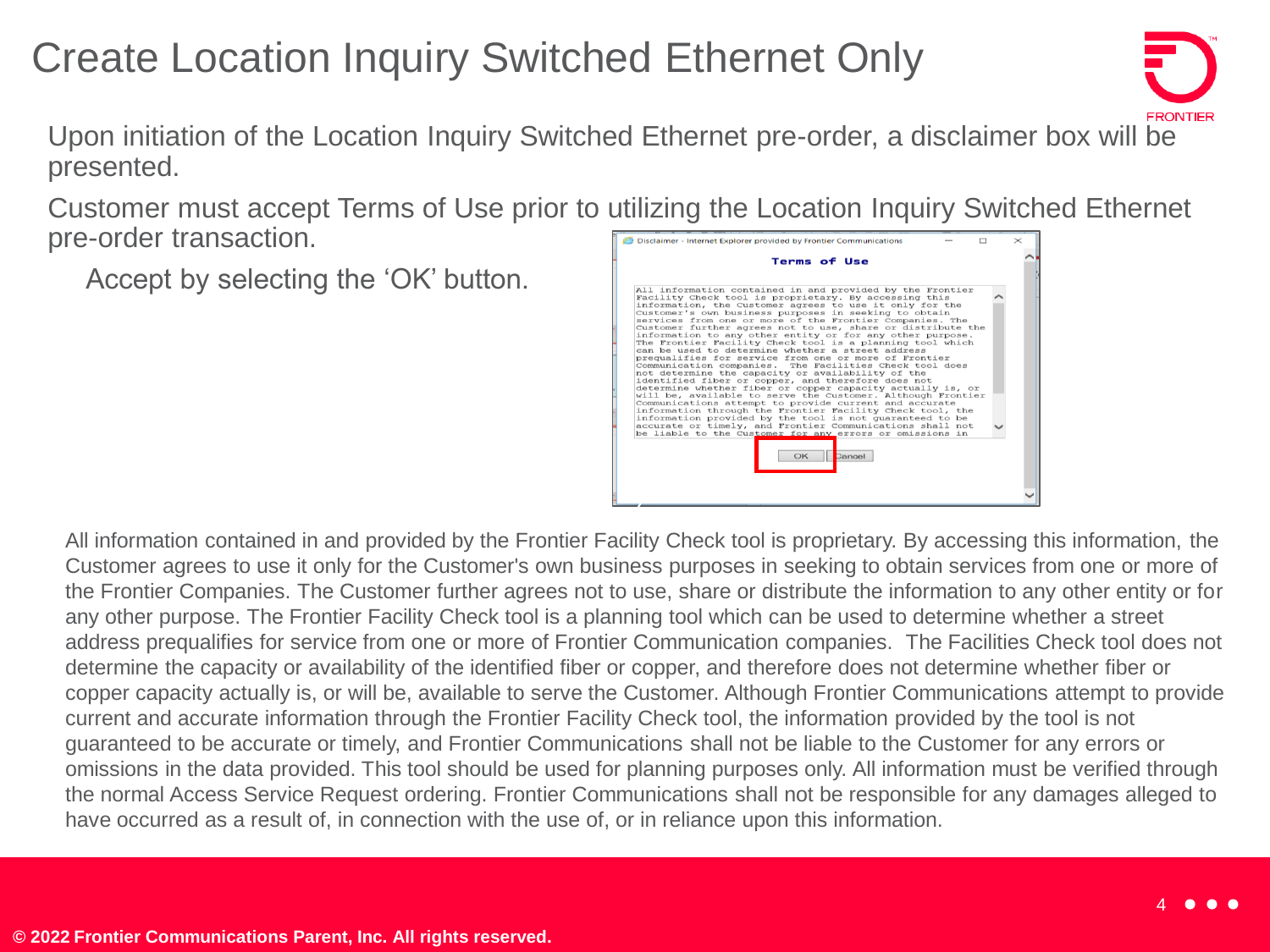# Create Location Inquiry Switched Ethernet Only

Upon initiation of the Location Inquiry Switched Ethernet pre-order, a disclaimer box will be presented.

Customer must accept Terms of Use prior to utilizing the Location Inquiry Switched Ethernet pre-order transaction.

- Accept by selecting the 'OK' button.

All information contained in and provided by the Frontier Facility Check tool is proprietary. By accessing this information, the Customer agrees to use it only for the Customer's own business purposes in seeking to obtain services from one or more of the Frontier Companies. The Customer further agrees not to use, share or distribute the information to any other entity or for any other purpose. The Frontier Facility Check tool is a planning tool which can be used to determine whether a street address prequalifies for service from one or more of Frontier Communication companies. The Facilities Check tool does not determine the capacity or availability of the identified fiber or copper, and therefore does not determine whether fiber or copper capacity actually is, or will be, available to serve the Customer. Although Frontier Communications attempt to provide current and accurate information through the Frontier Facility Check tool, the information provided by the tool is not guaranteed to be accurate or timely, and Frontier Communications shall not be liable to the Customer for any errors or omissions in the data provided. This tool should be used for planning purposes only. All information must be verified through the normal Access Service Request ordering. Frontier Communications shall not be responsible for any damages alleged to have occurred as a result of, in connection with the use of, or in reliance upon this information.

© 2022 Frontier Communications Parent, Inc. All rights reserved.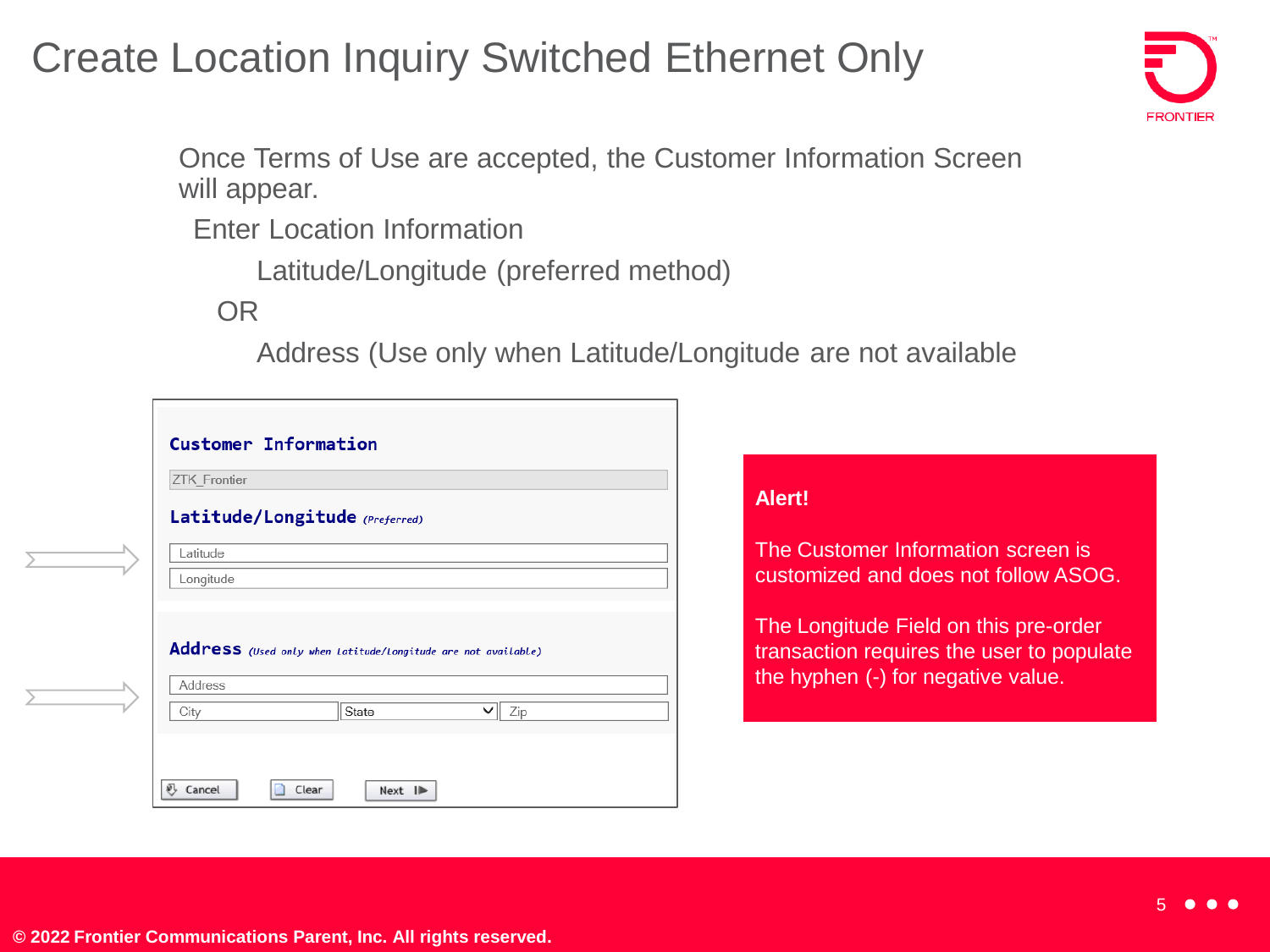# Create Location Inquiry Switched Ethernet Only

Once Terms of Use are accepted, the Customer Information Screen will appear.

Enter Location Information

Latitude/Longitude (preferred method)

OR

Address (Use only when Latitude/Longitude are not available

**Customer Information**

ZTK_Frontier

**Latitude/Longitude** *(Preferred)*

Latitude

Longitude

**Address** *(Used only when Latitude/Longitude are not available)*

Address

City | State | Zip

Cancel | Clear | Next

**Alert!**

The Customer Information screen is customized and does not follow ASOG.

The Longitude Field on this pre-order transaction requires the user to populate the hyphen (-) for negative value.

**© 2022 Frontier Communications Parent, Inc. All rights reserved.**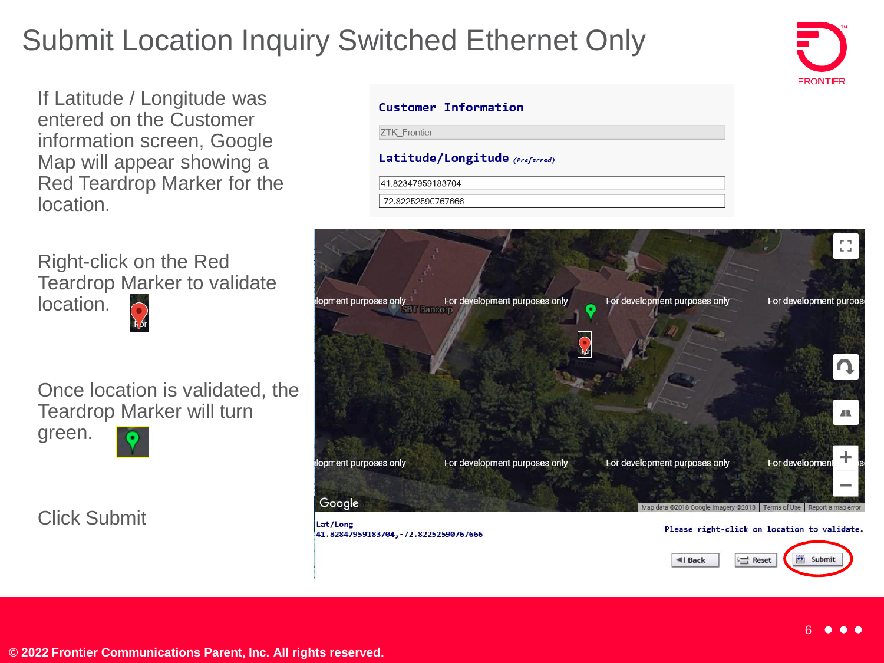# Submit Location Inquiry Switched Ethernet Only

If Latitude / Longitude was entered on the Customer information screen, Google Map will appear showing a Red Teardrop Marker for the location.

Right-click on the Red Teardrop Marker to validate location.

Once location is validated, the Teardrop Marker will turn green.

Click Submit

**Customer Information**

ZTK_Frontier

**Latitude/Longitude** *(Preferred)*

41.82847959183704

-72.82252590767666

Lat/Long
41.82847959183704,-72.82252590767666

Please right-click on location to validate.

Back | Reset | Submit

© 2022 Frontier Communications Parent, Inc. All rights reserved.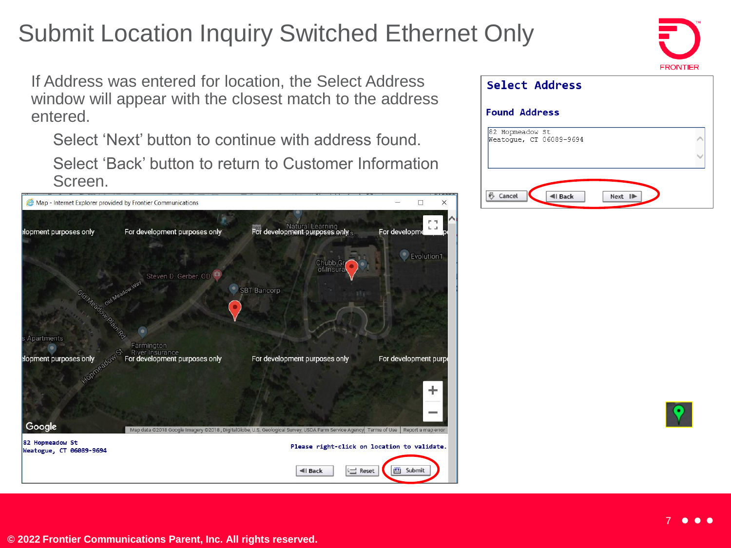# Submit Location Inquiry Switched Ethernet Only

If Address was entered for location, the Select Address window will appear with the closest match to the address entered.

- Select 'Next' button to continue with address found.
- Select 'Back' button to return to Customer Information Screen.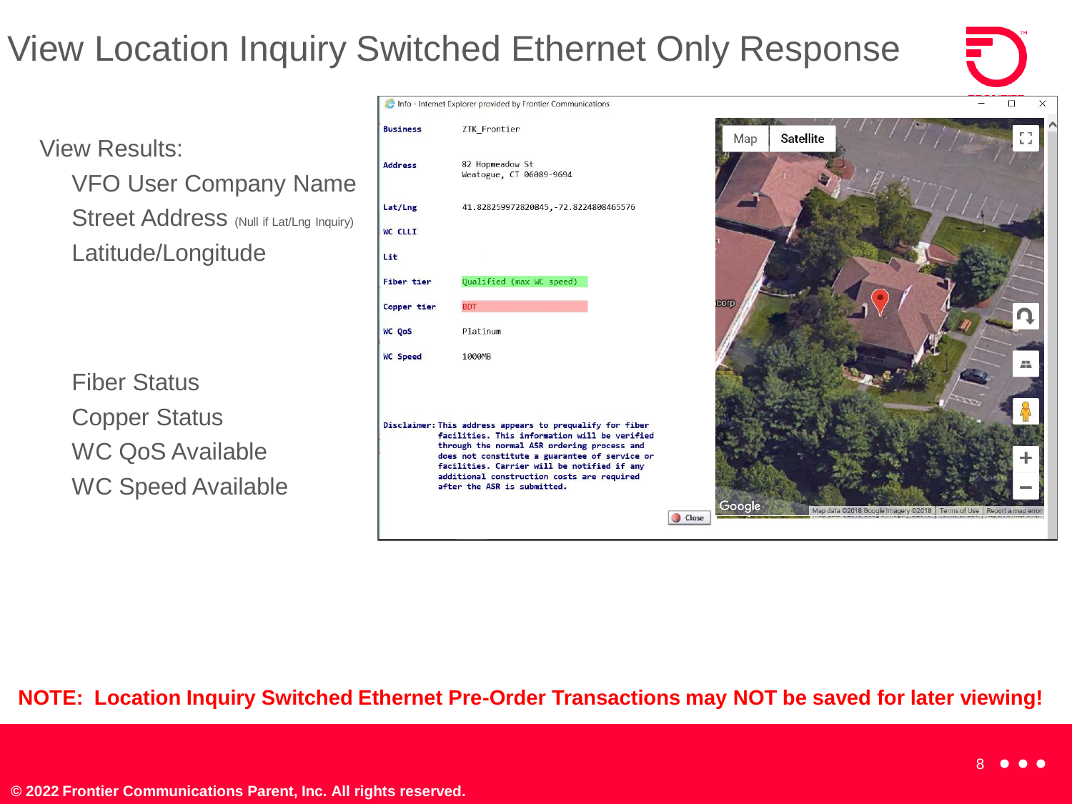# View Location Inquiry Switched Ethernet Only Response

View Results:

- VFO User Company Name
- Street Address (Null if Lat/Lng Inquiry)
- Latitude/Longitude
- Fiber Status
- Copper Status
- WC QoS Available
- WC Speed Available

Info - Internet Explorer provided by Frontier Communications

| | |
|---|---|
| Business | ZTK_Frontier |
| Address | 82 Hopmeadow St<br>Weatogue, CT 06089-9694 |
| Lat/Lng | 41.828259972820845,-72.8224808465576 |
| WC CLLI | |
| Lit | |
| Fiber tier | Qualified (max WC speed) |
| Copper tier | BDT |
| WC QoS | Platinum |
| WC Speed | 1000MB |

Disclaimer: This address appears to prequalify for fiber facilities. This information will be verified through the normal ASR ordering process and does not constitute a guarantee of service or facilities. Carrier will be notified if any additional construction costs are required after the ASR is submitted.

Close

**NOTE: Location Inquiry Switched Ethernet Pre-Order Transactions may NOT be saved for later viewing!**

**© 2022 Frontier Communications Parent, Inc. All rights reserved.**